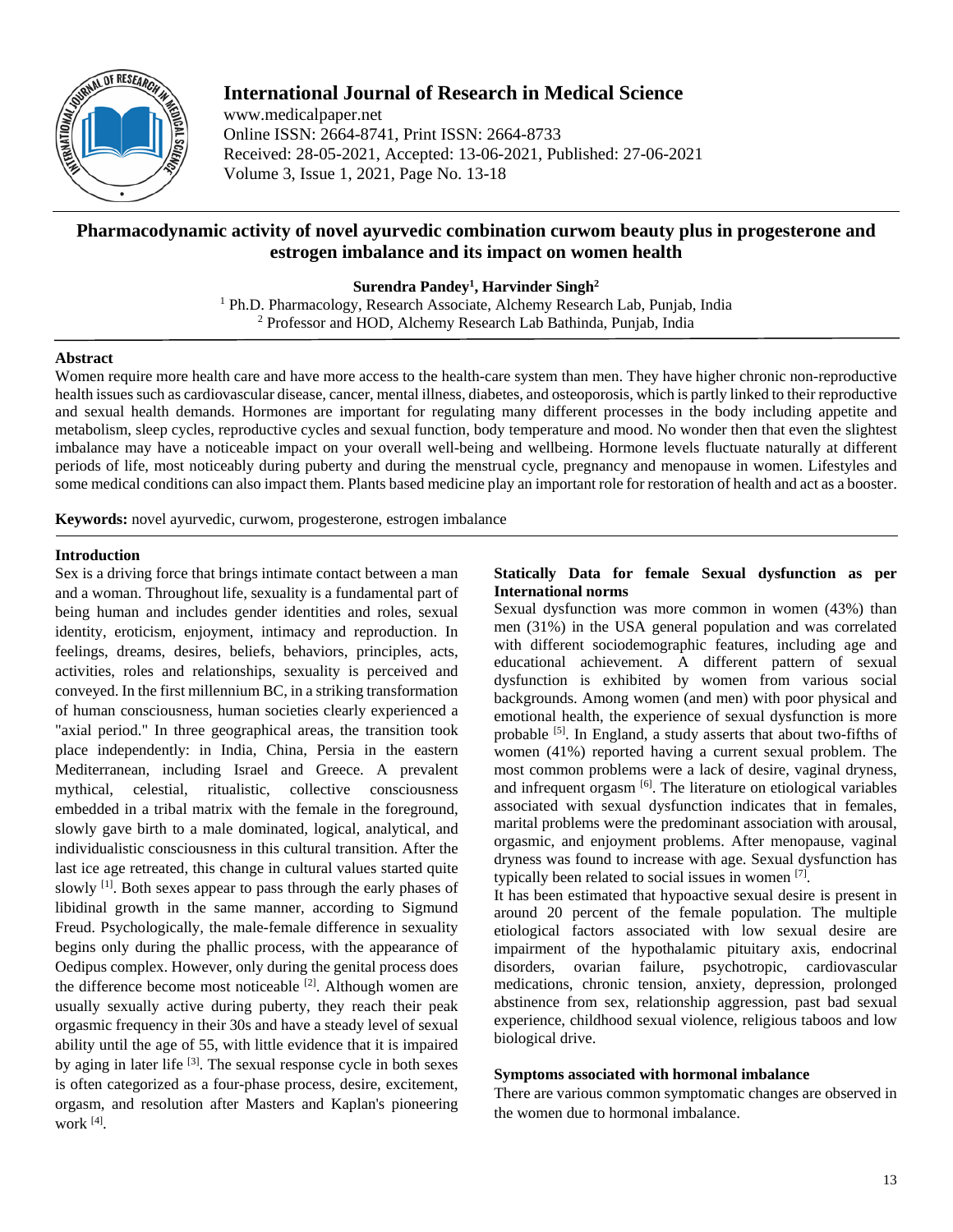# International Journal of Research in Medical Science

www.medicalpaper.net
Online ISSN: 2664-8741, Print ISSN: 2664-8733
Received: 28-05-2021, Accepted: 13-06-2021, Published: 27-06-2021
Volume 3, Issue 1, 2021, Page No. 13-18

## Pharmacodynamic activity of novel ayurvedic combination curwom beauty plus in progesterone and estrogen imbalance and its impact on women health

**Surendra Pandey[1], Harvinder Singh[2]**

[1] Ph.D. Pharmacology, Research Associate, Alchemy Research Lab, Punjab, India
[2] Professor and HOD, Alchemy Research Lab Bathinda, Punjab, India

### Abstract

Women require more health care and have more access to the health-care system than men. They have higher chronic non-reproductive health issues such as cardiovascular disease, cancer, mental illness, diabetes, and osteoporosis, which is partly linked to their reproductive and sexual health demands. Hormones are important for regulating many different processes in the body including appetite and metabolism, sleep cycles, reproductive cycles and sexual function, body temperature and mood. No wonder then that even the slightest imbalance may have a noticeable impact on your overall well-being and wellbeing. Hormone levels fluctuate naturally at different periods of life, most noticeably during puberty and during the menstrual cycle, pregnancy and menopause in women. Lifestyles and some medical conditions can also impact them. Plants based medicine play an important role for restoration of health and act as a booster.

**Keywords:** novel ayurvedic, curwom, progesterone, estrogen imbalance

### Introduction

Sex is a driving force that brings intimate contact between a man and a woman. Throughout life, sexuality is a fundamental part of being human and includes gender identities and roles, sexual identity, eroticism, enjoyment, intimacy and reproduction. In feelings, dreams, desires, beliefs, behaviors, principles, acts, activities, roles and relationships, sexuality is perceived and conveyed. In the first millennium BC, in a striking transformation of human consciousness, human societies clearly experienced a "axial period." In three geographical areas, the transition took place independently: in India, China, Persia in the eastern Mediterranean, including Israel and Greece. A prevalent mythical, celestial, ritualistic, collective consciousness embedded in a tribal matrix with the female in the foreground, slowly gave birth to a male dominated, logical, analytical, and individualistic consciousness in this cultural transition. After the last ice age retreated, this change in cultural values started quite slowly [1]. Both sexes appear to pass through the early phases of libidinal growth in the same manner, according to Sigmund Freud. Psychologically, the male-female difference in sexuality begins only during the phallic process, with the appearance of Oedipus complex. However, only during the genital process does the difference become most noticeable [2]. Although women are usually sexually active during puberty, they reach their peak orgasmic frequency in their 30s and have a steady level of sexual ability until the age of 55, with little evidence that it is impaired by aging in later life [3]. The sexual response cycle in both sexes is often categorized as a four-phase process, desire, excitement, orgasm, and resolution after Masters and Kaplan's pioneering work [4].

### Statically Data for female Sexual dysfunction as per International norms

Sexual dysfunction was more common in women (43%) than men (31%) in the USA general population and was correlated with different sociodemographic features, including age and educational achievement. A different pattern of sexual dysfunction is exhibited by women from various social backgrounds. Among women (and men) with poor physical and emotional health, the experience of sexual dysfunction is more probable [5]. In England, a study asserts that about two-fifths of women (41%) reported having a current sexual problem. The most common problems were a lack of desire, vaginal dryness, and infrequent orgasm [6]. The literature on etiological variables associated with sexual dysfunction indicates that in females, marital problems were the predominant association with arousal, orgasmic, and enjoyment problems. After menopause, vaginal dryness was found to increase with age. Sexual dysfunction has typically been related to social issues in women [7].

It has been estimated that hypoactive sexual desire is present in around 20 percent of the female population. The multiple etiological factors associated with low sexual desire are impairment of the hypothalamic pituitary axis, endocrinal disorders, ovarian failure, psychotropic, cardiovascular medications, chronic tension, anxiety, depression, prolonged abstinence from sex, relationship aggression, past bad sexual experience, childhood sexual violence, religious taboos and low biological drive.

### Symptoms associated with hormonal imbalance

There are various common symptomatic changes are observed in the women due to hormonal imbalance.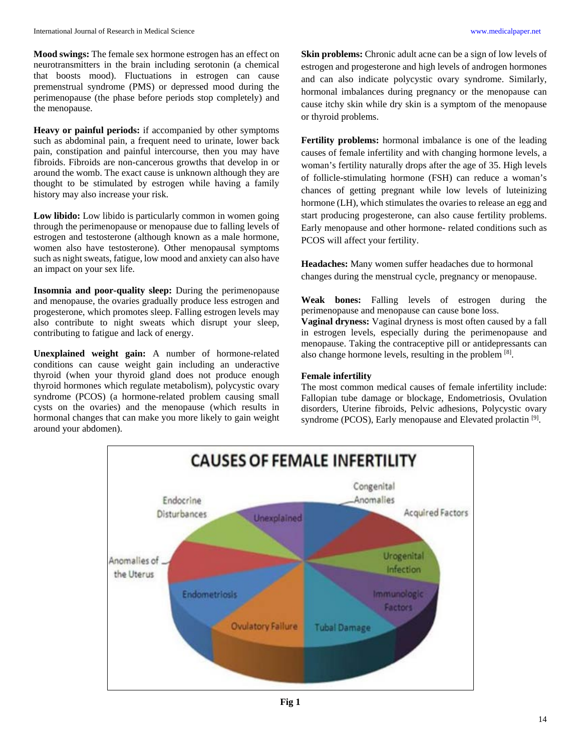**Mood swings:** The female sex hormone estrogen has an effect on neurotransmitters in the brain including serotonin (a chemical that boosts mood). Fluctuations in estrogen can cause premenstrual syndrome (PMS) or depressed mood during the perimenopause (the phase before periods stop completely) and the menopause.

**Heavy or painful periods:** if accompanied by other symptoms such as abdominal pain, a frequent need to urinate, lower back pain, constipation and painful intercourse, then you may have fibroids. Fibroids are non-cancerous growths that develop in or around the womb. The exact cause is unknown although they are thought to be stimulated by estrogen while having a family history may also increase your risk.

**Low libido:** Low libido is particularly common in women going through the perimenopause or menopause due to falling levels of estrogen and testosterone (although known as a male hormone, women also have testosterone). Other menopausal symptoms such as night sweats, fatigue, low mood and anxiety can also have an impact on your sex life.

**Insomnia and poor-quality sleep:** During the perimenopause and menopause, the ovaries gradually produce less estrogen and progesterone, which promotes sleep. Falling estrogen levels may also contribute to night sweats which disrupt your sleep, contributing to fatigue and lack of energy.

**Unexplained weight gain:** A number of hormone-related conditions can cause weight gain including an underactive thyroid (when your thyroid gland does not produce enough thyroid hormones which regulate metabolism), polycystic ovary syndrome (PCOS) (a hormone-related problem causing small cysts on the ovaries) and the menopause (which results in hormonal changes that can make you more likely to gain weight around your abdomen).

**Skin problems:** Chronic adult acne can be a sign of low levels of estrogen and progesterone and high levels of androgen hormones and can also indicate polycystic ovary syndrome. Similarly, hormonal imbalances during pregnancy or the menopause can cause itchy skin while dry skin is a symptom of the menopause or thyroid problems.

**Fertility problems:** hormonal imbalance is one of the leading causes of female infertility and with changing hormone levels, a woman's fertility naturally drops after the age of 35. High levels of follicle-stimulating hormone (FSH) can reduce a woman's chances of getting pregnant while low levels of luteinizing hormone (LH), which stimulates the ovaries to release an egg and start producing progesterone, can also cause fertility problems. Early menopause and other hormone- related conditions such as PCOS will affect your fertility.

**Headaches:** Many women suffer headaches due to hormonal changes during the menstrual cycle, pregnancy or menopause.

**Weak bones:** Falling levels of estrogen during the perimenopause and menopause can cause bone loss.

**Vaginal dryness:** Vaginal dryness is most often caused by a fall in estrogen levels, especially during the perimenopause and menopause. Taking the contraceptive pill or antidepressants can also change hormone levels, resulting in the problem [8].

**Female infertility**

The most common medical causes of female infertility include: Fallopian tube damage or blockage, Endometriosis, Ovulation disorders, Uterine fibroids, Pelvic adhesions, Polycystic ovary syndrome (PCOS), Early menopause and Elevated prolactin [9].

**Fig 1**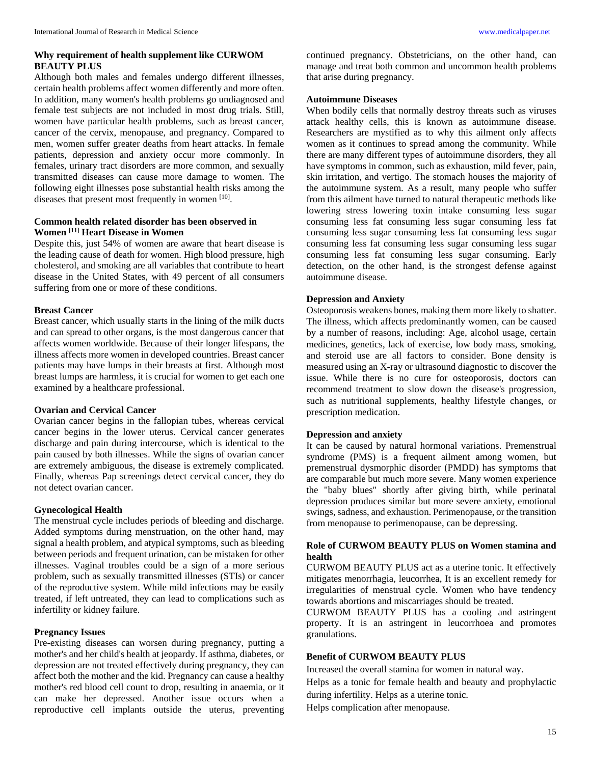### Why requirement of health supplement like CURWOM BEAUTY PLUS

Although both males and females undergo different illnesses, certain health problems affect women differently and more often. In addition, many women's health problems go undiagnosed and female test subjects are not included in most drug trials. Still, women have particular health problems, such as breast cancer, cancer of the cervix, menopause, and pregnancy. Compared to men, women suffer greater deaths from heart attacks. In female patients, depression and anxiety occur more commonly. In females, urinary tract disorders are more common, and sexually transmitted diseases can cause more damage to women. The following eight illnesses pose substantial health risks among the diseases that present most frequently in women [10].

### Common health related disorder has been observed in Women [11] Heart Disease in Women

Despite this, just 54% of women are aware that heart disease is the leading cause of death for women. High blood pressure, high cholesterol, and smoking are all variables that contribute to heart disease in the United States, with 49 percent of all consumers suffering from one or more of these conditions.

### Breast Cancer

Breast cancer, which usually starts in the lining of the milk ducts and can spread to other organs, is the most dangerous cancer that affects women worldwide. Because of their longer lifespans, the illness affects more women in developed countries. Breast cancer patients may have lumps in their breasts at first. Although most breast lumps are harmless, it is crucial for women to get each one examined by a healthcare professional.

### Ovarian and Cervical Cancer

Ovarian cancer begins in the fallopian tubes, whereas cervical cancer begins in the lower uterus. Cervical cancer generates discharge and pain during intercourse, which is identical to the pain caused by both illnesses. While the signs of ovarian cancer are extremely ambiguous, the disease is extremely complicated. Finally, whereas Pap screenings detect cervical cancer, they do not detect ovarian cancer.

### Gynecological Health

The menstrual cycle includes periods of bleeding and discharge. Added symptoms during menstruation, on the other hand, may signal a health problem, and atypical symptoms, such as bleeding between periods and frequent urination, can be mistaken for other illnesses. Vaginal troubles could be a sign of a more serious problem, such as sexually transmitted illnesses (STIs) or cancer of the reproductive system. While mild infections may be easily treated, if left untreated, they can lead to complications such as infertility or kidney failure.

### Pregnancy Issues

Pre-existing diseases can worsen during pregnancy, putting a mother's and her child's health at jeopardy. If asthma, diabetes, or depression are not treated effectively during pregnancy, they can affect both the mother and the kid. Pregnancy can cause a healthy mother's red blood cell count to drop, resulting in anaemia, or it can make her depressed. Another issue occurs when a reproductive cell implants outside the uterus, preventing continued pregnancy. Obstetricians, on the other hand, can manage and treat both common and uncommon health problems that arise during pregnancy.

### Autoimmune Diseases

When bodily cells that normally destroy threats such as viruses attack healthy cells, this is known as autoimmune disease. Researchers are mystified as to why this ailment only affects women as it continues to spread among the community. While there are many different types of autoimmune disorders, they all have symptoms in common, such as exhaustion, mild fever, pain, skin irritation, and vertigo. The stomach houses the majority of the autoimmune system. As a result, many people who suffer from this ailment have turned to natural therapeutic methods like lowering stress lowering toxin intake consuming less sugar consuming less fat consuming less sugar consuming less fat consuming less sugar consuming less fat consuming less sugar consuming less fat consuming less sugar consuming less sugar consuming less fat consuming less sugar consuming. Early detection, on the other hand, is the strongest defense against autoimmune disease.

### Depression and Anxiety

Osteoporosis weakens bones, making them more likely to shatter. The illness, which affects predominantly women, can be caused by a number of reasons, including: Age, alcohol usage, certain medicines, genetics, lack of exercise, low body mass, smoking, and steroid use are all factors to consider. Bone density is measured using an X-ray or ultrasound diagnostic to discover the issue. While there is no cure for osteoporosis, doctors can recommend treatment to slow down the disease's progression, such as nutritional supplements, healthy lifestyle changes, or prescription medication.

### Depression and anxiety

It can be caused by natural hormonal variations. Premenstrual syndrome (PMS) is a frequent ailment among women, but premenstrual dysmorphic disorder (PMDD) has symptoms that are comparable but much more severe. Many women experience the "baby blues" shortly after giving birth, while perinatal depression produces similar but more severe anxiety, emotional swings, sadness, and exhaustion. Perimenopause, or the transition from menopause to perimenopause, can be depressing.

### Role of CURWOM BEAUTY PLUS on Women stamina and health

CURWOM BEAUTY PLUS act as a uterine tonic. It effectively mitigates menorrhagia, leucorrhea, It is an excellent remedy for irregularities of menstrual cycle. Women who have tendency towards abortions and miscarriages should be treated.

CURWOM BEAUTY PLUS has a cooling and astringent property. It is an astringent in leucorrhoea and promotes granulations.

### Benefit of CURWOM BEAUTY PLUS

Increased the overall stamina for women in natural way.

Helps as a tonic for female health and beauty and prophylactic during infertility. Helps as a uterine tonic.

Helps complication after menopause.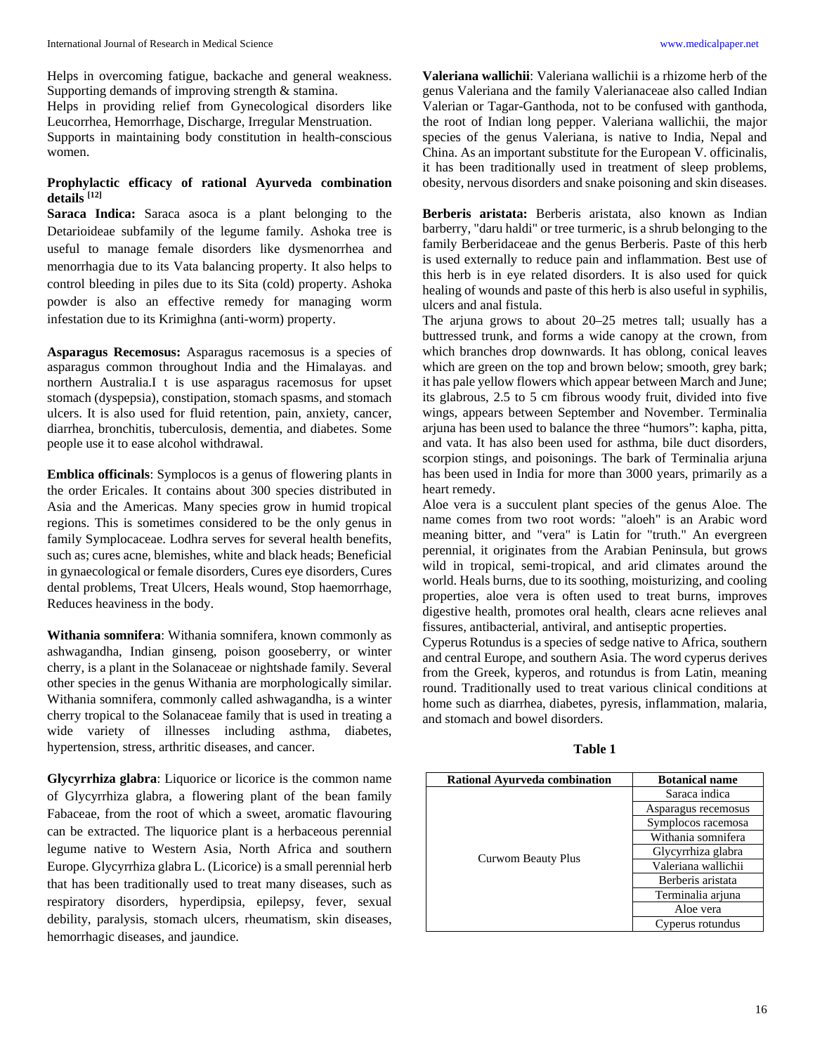Helps in overcoming fatigue, backache and general weakness. Supporting demands of improving strength & stamina.
Helps in providing relief from Gynecological disorders like Leucorrhea, Hemorrhage, Discharge, Irregular Menstruation.
Supports in maintaining body constitution in health-conscious women.

### Prophylactic efficacy of rational Ayurveda combination details [12]

**Saraca Indica:** Saraca asoca is a plant belonging to the Detarioideae subfamily of the legume family. Ashoka tree is useful to manage female disorders like dysmenorrhea and menorrhagia due to its Vata balancing property. It also helps to control bleeding in piles due to its Sita (cold) property. Ashoka powder is also an effective remedy for managing worm infestation due to its Krimighna (anti-worm) property.

**Asparagus Recemosus:** Asparagus racemosus is a species of asparagus common throughout India and the Himalayas. and northern Australia.I t is use asparagus racemosus for upset stomach (dyspepsia), constipation, stomach spasms, and stomach ulcers. It is also used for fluid retention, pain, anxiety, cancer, diarrhea, bronchitis, tuberculosis, dementia, and diabetes. Some people use it to ease alcohol withdrawal.

**Emblica officinals**: Symplocos is a genus of flowering plants in the order Ericales. It contains about 300 species distributed in Asia and the Americas. Many species grow in humid tropical regions. This is sometimes considered to be the only genus in family Symplocaceae. Lodhra serves for several health benefits, such as; cures acne, blemishes, white and black heads; Beneficial in gynaecological or female disorders, Cures eye disorders, Cures dental problems, Treat Ulcers, Heals wound, Stop haemorrhage, Reduces heaviness in the body.

**Withania somnifera**: Withania somnifera, known commonly as ashwagandha, Indian ginseng, poison gooseberry, or winter cherry, is a plant in the Solanaceae or nightshade family. Several other species in the genus Withania are morphologically similar. Withania somnifera, commonly called ashwagandha, is a winter cherry tropical to the Solanaceae family that is used in treating a wide variety of illnesses including asthma, diabetes, hypertension, stress, arthritic diseases, and cancer.

**Glycyrrhiza glabra**: Liquorice or licorice is the common name of Glycyrrhiza glabra, a flowering plant of the bean family Fabaceae, from the root of which a sweet, aromatic flavouring can be extracted. The liquorice plant is a herbaceous perennial legume native to Western Asia, North Africa and southern Europe. Glycyrrhiza glabra L. (Licorice) is a small perennial herb that has been traditionally used to treat many diseases, such as respiratory disorders, hyperdipsia, epilepsy, fever, sexual debility, paralysis, stomach ulcers, rheumatism, skin diseases, hemorrhagic diseases, and jaundice.

**Valeriana wallichii**: Valeriana wallichii is a rhizome herb of the genus Valeriana and the family Valerianaceae also called Indian Valerian or Tagar-Ganthoda, not to be confused with ganthoda, the root of Indian long pepper. Valeriana wallichii, the major species of the genus Valeriana, is native to India, Nepal and China. As an important substitute for the European V. officinalis, it has been traditionally used in treatment of sleep problems, obesity, nervous disorders and snake poisoning and skin diseases.

**Berberis aristata:** Berberis aristata, also known as Indian barberry, "daru haldi" or tree turmeric, is a shrub belonging to the family Berberidaceae and the genus Berberis. Paste of this herb is used externally to reduce pain and inflammation. Best use of this herb is in eye related disorders. It is also used for quick healing of wounds and paste of this herb is also useful in syphilis, ulcers and anal fistula.
The arjuna grows to about 20–25 metres tall; usually has a buttressed trunk, and forms a wide canopy at the crown, from which branches drop downwards. It has oblong, conical leaves which are green on the top and brown below; smooth, grey bark; it has pale yellow flowers which appear between March and June; its glabrous, 2.5 to 5 cm fibrous woody fruit, divided into five wings, appears between September and November. Terminalia arjuna has been used to balance the three "humors": kapha, pitta, and vata. It has also been used for asthma, bile duct disorders, scorpion stings, and poisonings. The bark of Terminalia arjuna has been used in India for more than 3000 years, primarily as a heart remedy.
Aloe vera is a succulent plant species of the genus Aloe. The name comes from two root words: "aloeh" is an Arabic word meaning bitter, and "vera" is Latin for "truth." An evergreen perennial, it originates from the Arabian Peninsula, but grows wild in tropical, semi-tropical, and arid climates around the world. Heals burns, due to its soothing, moisturizing, and cooling properties, aloe vera is often used to treat burns, improves digestive health, promotes oral health, clears acne relieves anal fissures, antibacterial, antiviral, and antiseptic properties.
Cyperus Rotundus is a species of sedge native to Africa, southern and central Europe, and southern Asia. The word cyperus derives from the Greek, kyperos, and rotundus is from Latin, meaning round. Traditionally used to treat various clinical conditions at home such as diarrhea, diabetes, pyresis, inflammation, malaria, and stomach and bowel disorders.

**Table 1**

| Rational Ayurveda combination | Botanical name |
|---|---|
| Curwom Beauty Plus | Saraca indica |
| | Asparagus recemosus |
| | Symplocos racemosa |
| | Withania somnifera |
| | Glycyrrhiza glabra |
| | Valeriana wallichii |
| | Berberis aristata |
| | Terminalia arjuna |
| | Aloe vera |
| | Cyperus rotundus |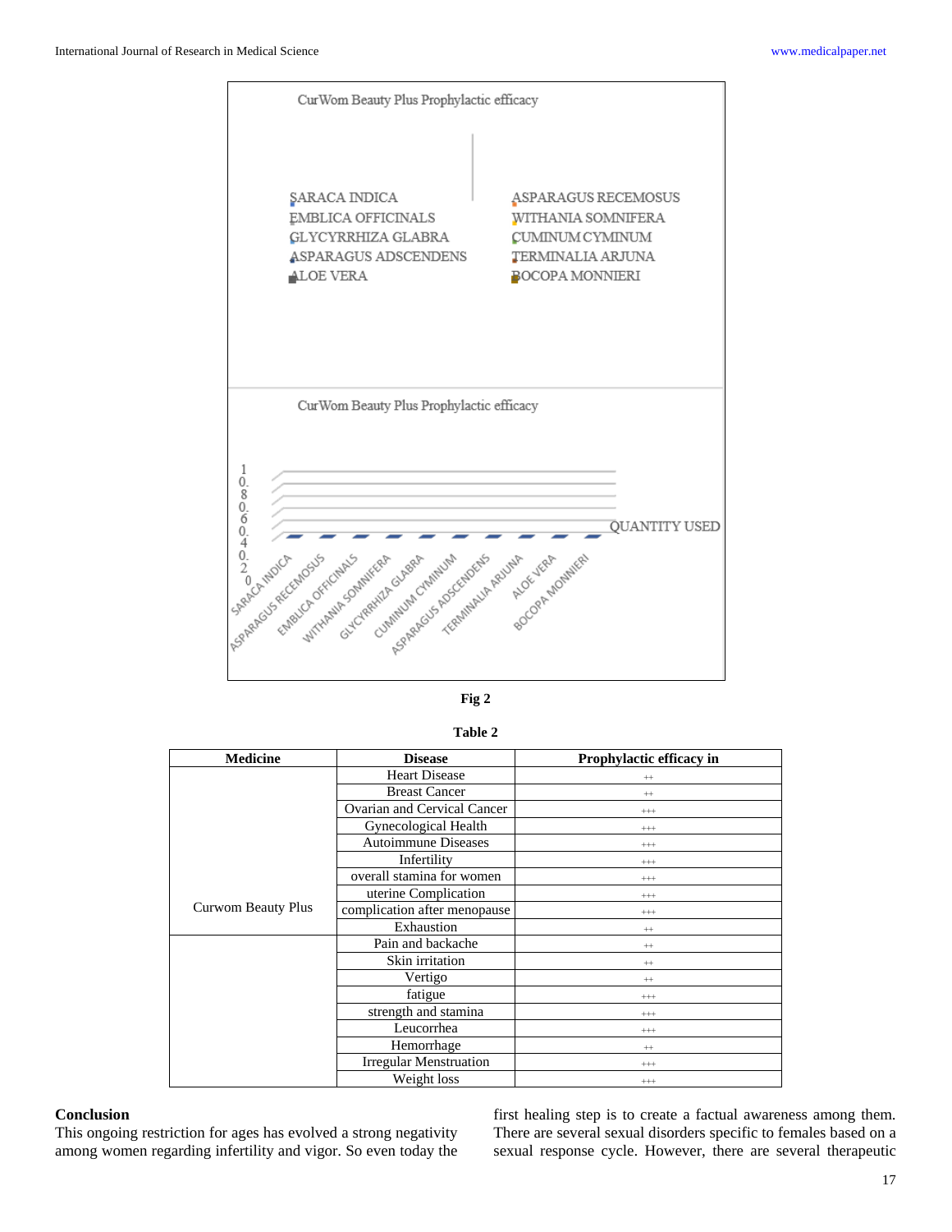CurWom Beauty Plus Prophylactic efficacy

SARACA INDICA
EMBLICA OFFICINALS
GLYCYRRHIZA GLABRA
ASPARAGUS ADSCENDENS
ALOE VERA
ASPARAGUS RECEMOSUS
WITHANIA SOMNIFERA
CUMINUM CYMINUM
TERMINALIA ARJUNA
BOCOPA MONNIERI

CurWom Beauty Plus Prophylactic efficacy

1, 0.8, 0.6, 0.4, 0.2, 0

QUANTITY USED

SARACA INDICA, ASPARAGUS RECEMOSUS, EMBLICA OFFICINALS, WITHANIA SOMNIFERA, GLYCYRRHIZA GLABRA, CUMINUM CYMINUM, ASPARAGUS ADSCENDENS, TERMINALIA ARJUNA, ALOE VERA, BOCOPA MONNIERI

**Fig 2**

**Table 2**

| Medicine | Disease | Prophylactic efficacy in |
|---|---|---|
| Curwom Beauty Plus | Heart Disease | ++ |
| | Breast Cancer | ++ |
| | Ovarian and Cervical Cancer | +++ |
| | Gynecological Health | +++ |
| | Autoimmune Diseases | +++ |
| | Infertility | +++ |
| | overall stamina for women | +++ |
| | uterine Complication | +++ |
| | complication after menopause | +++ |
| | Exhaustion | ++ |
| | Pain and backache | ++ |
| | Skin irritation | ++ |
| | Vertigo | ++ |
| | fatigue | +++ |
| | strength and stamina | +++ |
| | Leucorrhea | +++ |
| | Hemorrhage | ++ |
| | Irregular Menstruation | +++ |
| | Weight loss | +++ |

## Conclusion

This ongoing restriction for ages has evolved a strong negativity among women regarding infertility and vigor. So even today the first healing step is to create a factual awareness among them. There are several sexual disorders specific to females based on a sexual response cycle. However, there are several therapeutic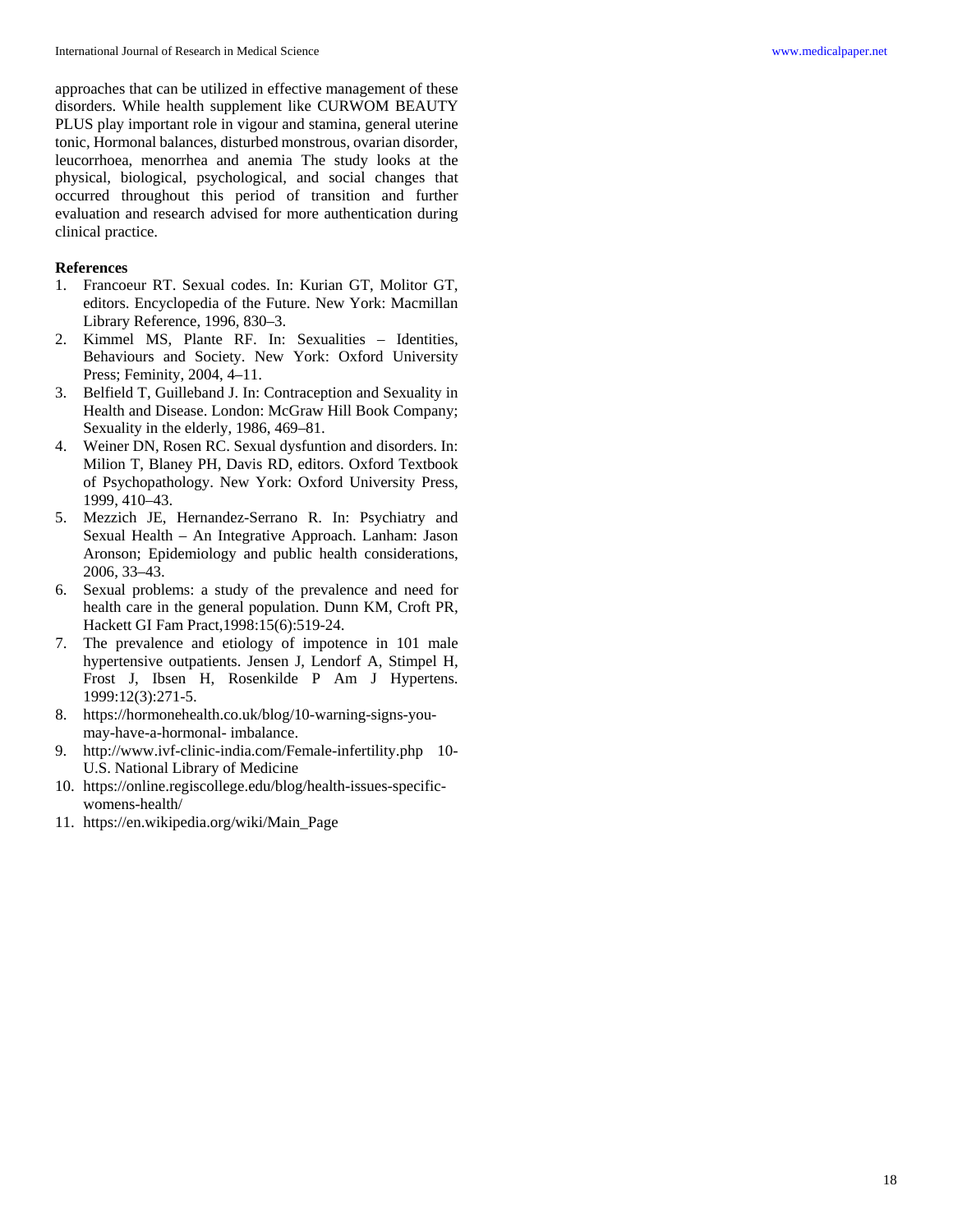approaches that can be utilized in effective management of these disorders. While health supplement like CURWOM BEAUTY PLUS play important role in vigour and stamina, general uterine tonic, Hormonal balances, disturbed monstrous, ovarian disorder, leucorrhoea, menorrhea and anemia The study looks at the physical, biological, psychological, and social changes that occurred throughout this period of transition and further evaluation and research advised for more authentication during clinical practice.

**References**

1. Francoeur RT. Sexual codes. In: Kurian GT, Molitor GT, editors. Encyclopedia of the Future. New York: Macmillan Library Reference, 1996, 830–3.
2. Kimmel MS, Plante RF. In: Sexualities – Identities, Behaviours and Society. New York: Oxford University Press; Feminity, 2004, 4–11.
3. Belfield T, Guilleband J. In: Contraception and Sexuality in Health and Disease. London: McGraw Hill Book Company; Sexuality in the elderly, 1986, 469–81.
4. Weiner DN, Rosen RC. Sexual dysfuntion and disorders. In: Milion T, Blaney PH, Davis RD, editors. Oxford Textbook of Psychopathology. New York: Oxford University Press, 1999, 410–43.
5. Mezzich JE, Hernandez-Serrano R. In: Psychiatry and Sexual Health – An Integrative Approach. Lanham: Jason Aronson; Epidemiology and public health considerations, 2006, 33–43.
6. Sexual problems: a study of the prevalence and need for health care in the general population. Dunn KM, Croft PR, Hackett GI Fam Pract,1998:15(6):519-24.
7. The prevalence and etiology of impotence in 101 male hypertensive outpatients. Jensen J, Lendorf A, Stimpel H, Frost J, Ibsen H, Rosenkilde P Am J Hypertens. 1999:12(3):271-5.
8. https://hormonehealth.co.uk/blog/10-warning-signs-you-may-have-a-hormonal- imbalance.
9. http://www.ivf-clinic-india.com/Female-infertility.php 10-U.S. National Library of Medicine
10. https://online.regiscollege.edu/blog/health-issues-specific-womens-health/
11. https://en.wikipedia.org/wiki/Main_Page